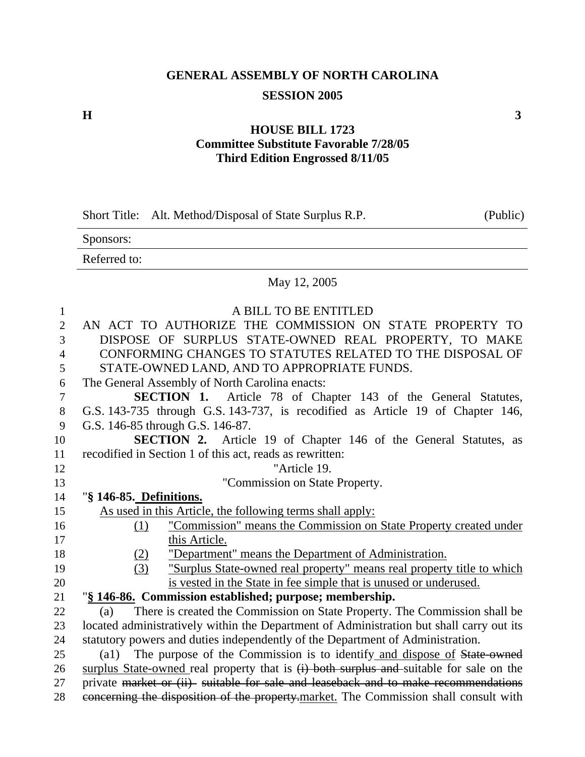**GENERAL ASSEMBLY OF NORTH CAROLINA**

**SESSION 2005**

**H** **3**

**HOUSE BILL 1723**
**Committee Substitute Favorable 7/28/05**
**Third Edition Engrossed 8/11/05**

Short Title: Alt. Method/Disposal of State Surplus R.P. (Public)

Sponsors:

Referred to:

May 12, 2005

A BILL TO BE ENTITLED

AN ACT TO AUTHORIZE THE COMMISSION ON STATE PROPERTY TO DISPOSE OF SURPLUS STATE-OWNED REAL PROPERTY, TO MAKE CONFORMING CHANGES TO STATUTES RELATED TO THE DISPOSAL OF STATE-OWNED LAND, AND TO APPROPRIATE FUNDS.

The General Assembly of North Carolina enacts:

**SECTION 1.** Article 78 of Chapter 143 of the General Statutes, G.S. 143-735 through G.S. 143-737, is recodified as Article 19 of Chapter 146, G.S. 146-85 through G.S. 146-87.

**SECTION 2.** Article 19 of Chapter 146 of the General Statutes, as recodified in Section 1 of this act, reads as rewritten:

"Article 19.

"Commission on State Property.

"**§ 146-85. Definitions.**

As used in this Article, the following terms shall apply:

(1) "Commission" means the Commission on State Property created under this Article.

(2) "Department" means the Department of Administration.

(3) "Surplus State-owned real property" means real property title to which is vested in the State in fee simple that is unused or underused.

"**§ 146-86. Commission established; purpose; membership.**

(a) There is created the Commission on State Property. The Commission shall be located administratively within the Department of Administration but shall carry out its statutory powers and duties independently of the Department of Administration.

(a1) The purpose of the Commission is to identify and dispose of ~~State-owned~~ surplus State-owned real property that is ~~(i) both surplus and~~ suitable for sale on the private ~~market or (ii) suitable for sale and leaseback and to make recommendations concerning the disposition of the property.~~market. The Commission shall consult with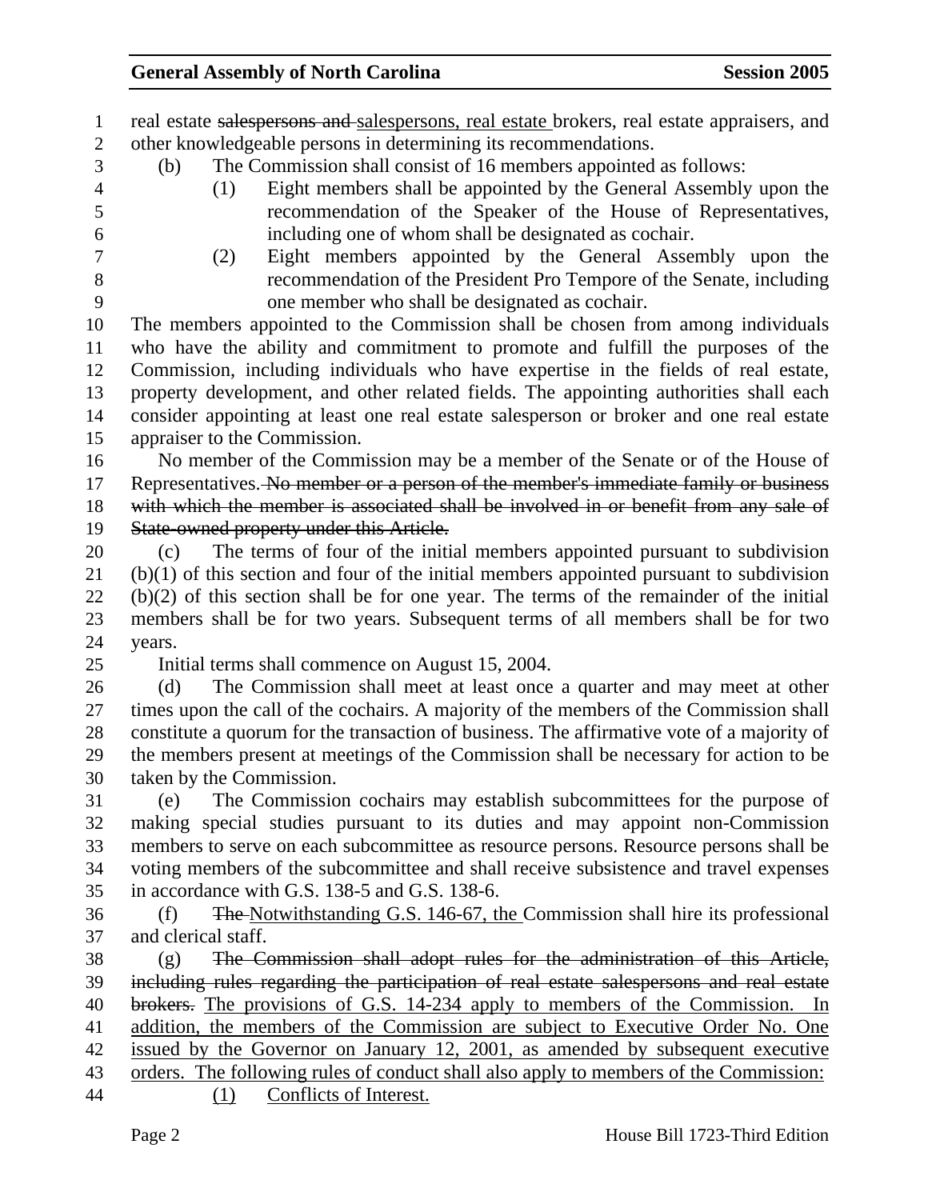real estate ~~salespersons and~~ salespersons, real estate brokers, real estate appraisers, and other knowledgeable persons in determining its recommendations.

(b) The Commission shall consist of 16 members appointed as follows:

(1) Eight members shall be appointed by the General Assembly upon the recommendation of the Speaker of the House of Representatives, including one of whom shall be designated as cochair.

(2) Eight members appointed by the General Assembly upon the recommendation of the President Pro Tempore of the Senate, including one member who shall be designated as cochair.

The members appointed to the Commission shall be chosen from among individuals who have the ability and commitment to promote and fulfill the purposes of the Commission, including individuals who have expertise in the fields of real estate, property development, and other related fields. The appointing authorities shall each consider appointing at least one real estate salesperson or broker and one real estate appraiser to the Commission.

No member of the Commission may be a member of the Senate or of the House of Representatives. ~~No member or a person of the member's immediate family or business with which the member is associated shall be involved in or benefit from any sale of State-owned property under this Article.~~

(c) The terms of four of the initial members appointed pursuant to subdivision (b)(1) of this section and four of the initial members appointed pursuant to subdivision (b)(2) of this section shall be for one year. The terms of the remainder of the initial members shall be for two years. Subsequent terms of all members shall be for two years.

Initial terms shall commence on August 15, 2004.

(d) The Commission shall meet at least once a quarter and may meet at other times upon the call of the cochairs. A majority of the members of the Commission shall constitute a quorum for the transaction of business. The affirmative vote of a majority of the members present at meetings of the Commission shall be necessary for action to be taken by the Commission.

(e) The Commission cochairs may establish subcommittees for the purpose of making special studies pursuant to its duties and may appoint non-Commission members to serve on each subcommittee as resource persons. Resource persons shall be voting members of the subcommittee and shall receive subsistence and travel expenses in accordance with G.S. 138-5 and G.S. 138-6.

(f) ~~The~~ Notwithstanding G.S. 146-67, the Commission shall hire its professional and clerical staff.

(g) ~~The Commission shall adopt rules for the administration of this Article, including rules regarding the participation of real estate salespersons and real estate brokers.~~ The provisions of G.S. 14-234 apply to members of the Commission. In addition, the members of the Commission are subject to Executive Order No. One issued by the Governor on January 12, 2001, as amended by subsequent executive orders. The following rules of conduct shall also apply to members of the Commission:

(1) Conflicts of Interest.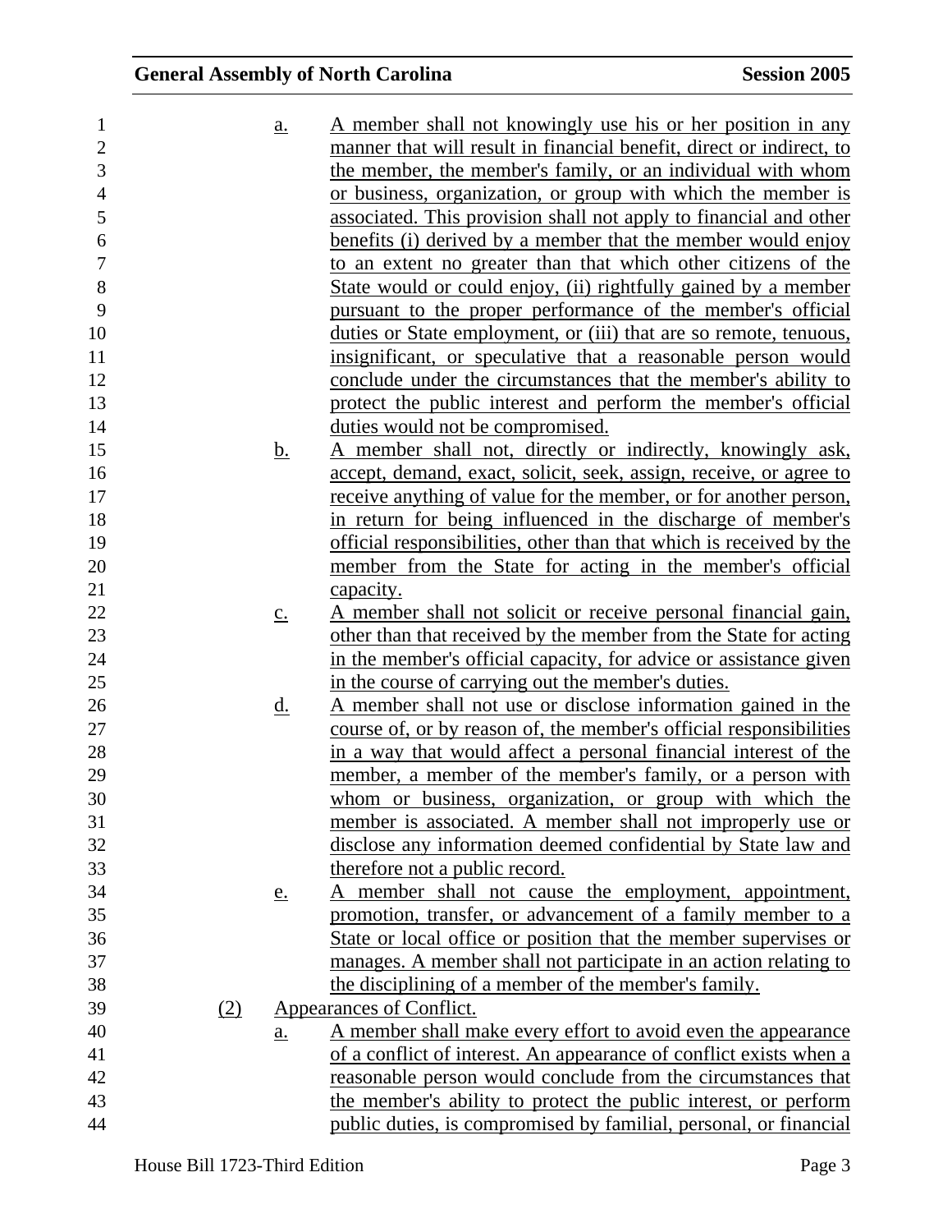a. A member shall not knowingly use his or her position in any manner that will result in financial benefit, direct or indirect, to the member, the member's family, or an individual with whom or business, organization, or group with which the member is associated. This provision shall not apply to financial and other benefits (i) derived by a member that the member would enjoy to an extent no greater than that which other citizens of the State would or could enjoy, (ii) rightfully gained by a member pursuant to the proper performance of the member's official duties or State employment, or (iii) that are so remote, tenuous, insignificant, or speculative that a reasonable person would conclude under the circumstances that the member's ability to protect the public interest and perform the member's official duties would not be compromised.

b. A member shall not, directly or indirectly, knowingly ask, accept, demand, exact, solicit, seek, assign, receive, or agree to receive anything of value for the member, or for another person, in return for being influenced in the discharge of member's official responsibilities, other than that which is received by the member from the State for acting in the member's official capacity.

c. A member shall not solicit or receive personal financial gain, other than that received by the member from the State for acting in the member's official capacity, for advice or assistance given in the course of carrying out the member's duties.

d. A member shall not use or disclose information gained in the course of, or by reason of, the member's official responsibilities in a way that would affect a personal financial interest of the member, a member of the member's family, or a person with whom or business, organization, or group with which the member is associated. A member shall not improperly use or disclose any information deemed confidential by State law and therefore not a public record.

e. A member shall not cause the employment, appointment, promotion, transfer, or advancement of a family member to a State or local office or position that the member supervises or manages. A member shall not participate in an action relating to the disciplining of a member of the member's family.

(2) Appearances of Conflict.

a. A member shall make every effort to avoid even the appearance of a conflict of interest. An appearance of conflict exists when a reasonable person would conclude from the circumstances that the member's ability to protect the public interest, or perform public duties, is compromised by familial, personal, or financial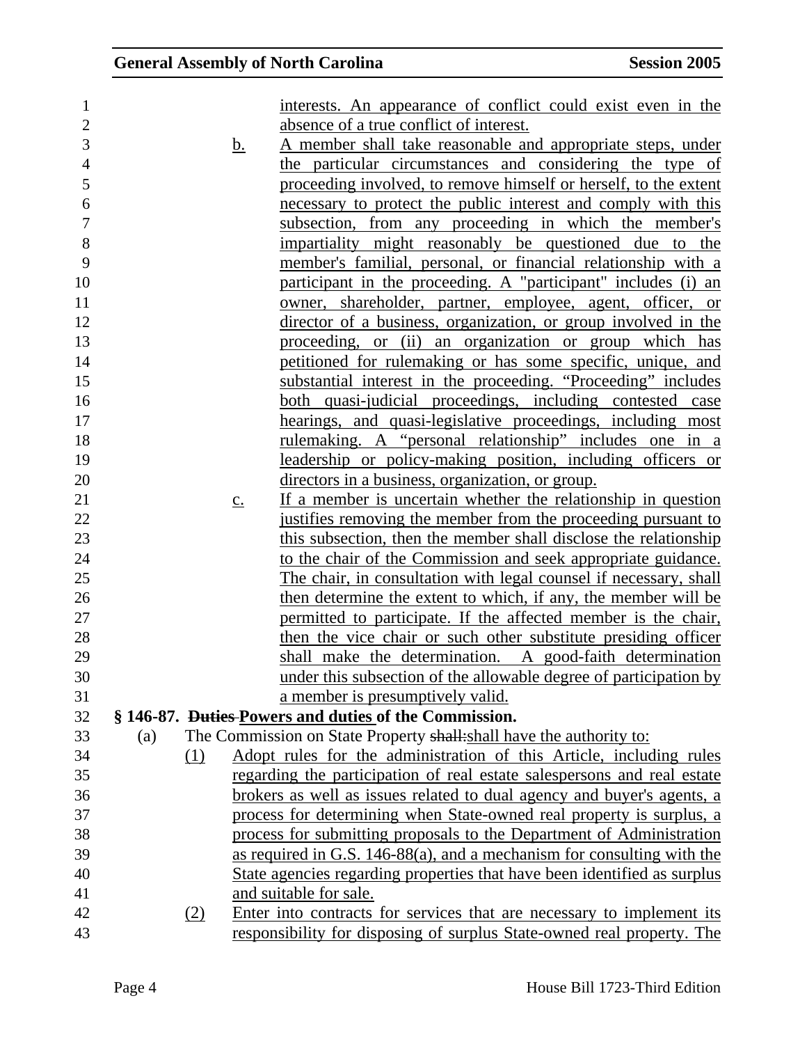interests. An appearance of conflict could exist even in the absence of a true conflict of interest.

b. A member shall take reasonable and appropriate steps, under the particular circumstances and considering the type of proceeding involved, to remove himself or herself, to the extent necessary to protect the public interest and comply with this subsection, from any proceeding in which the member's impartiality might reasonably be questioned due to the member's familial, personal, or financial relationship with a participant in the proceeding. A "participant" includes (i) an owner, shareholder, partner, employee, agent, officer, or director of a business, organization, or group involved in the proceeding, or (ii) an organization or group which has petitioned for rulemaking or has some specific, unique, and substantial interest in the proceeding. "Proceeding" includes both quasi-judicial proceedings, including contested case hearings, and quasi-legislative proceedings, including most rulemaking. A "personal relationship" includes one in a leadership or policy-making position, including officers or directors in a business, organization, or group.

c. If a member is uncertain whether the relationship in question justifies removing the member from the proceeding pursuant to this subsection, then the member shall disclose the relationship to the chair of the Commission and seek appropriate guidance. The chair, in consultation with legal counsel if necessary, shall then determine the extent to which, if any, the member will be permitted to participate. If the affected member is the chair, then the vice chair or such other substitute presiding officer shall make the determination. A good-faith determination under this subsection of the allowable degree of participation by a member is presumptively valid.

**§ 146-87. ~~Duties~~ Powers and duties of the Commission.**

(a) The Commission on State Property ~~shall:~~shall have the authority to:

(1) Adopt rules for the administration of this Article, including rules regarding the participation of real estate salespersons and real estate brokers as well as issues related to dual agency and buyer's agents, a process for determining when State-owned real property is surplus, a process for submitting proposals to the Department of Administration as required in G.S. 146-88(a), and a mechanism for consulting with the State agencies regarding properties that have been identified as surplus and suitable for sale.

(2) Enter into contracts for services that are necessary to implement its responsibility for disposing of surplus State-owned real property. The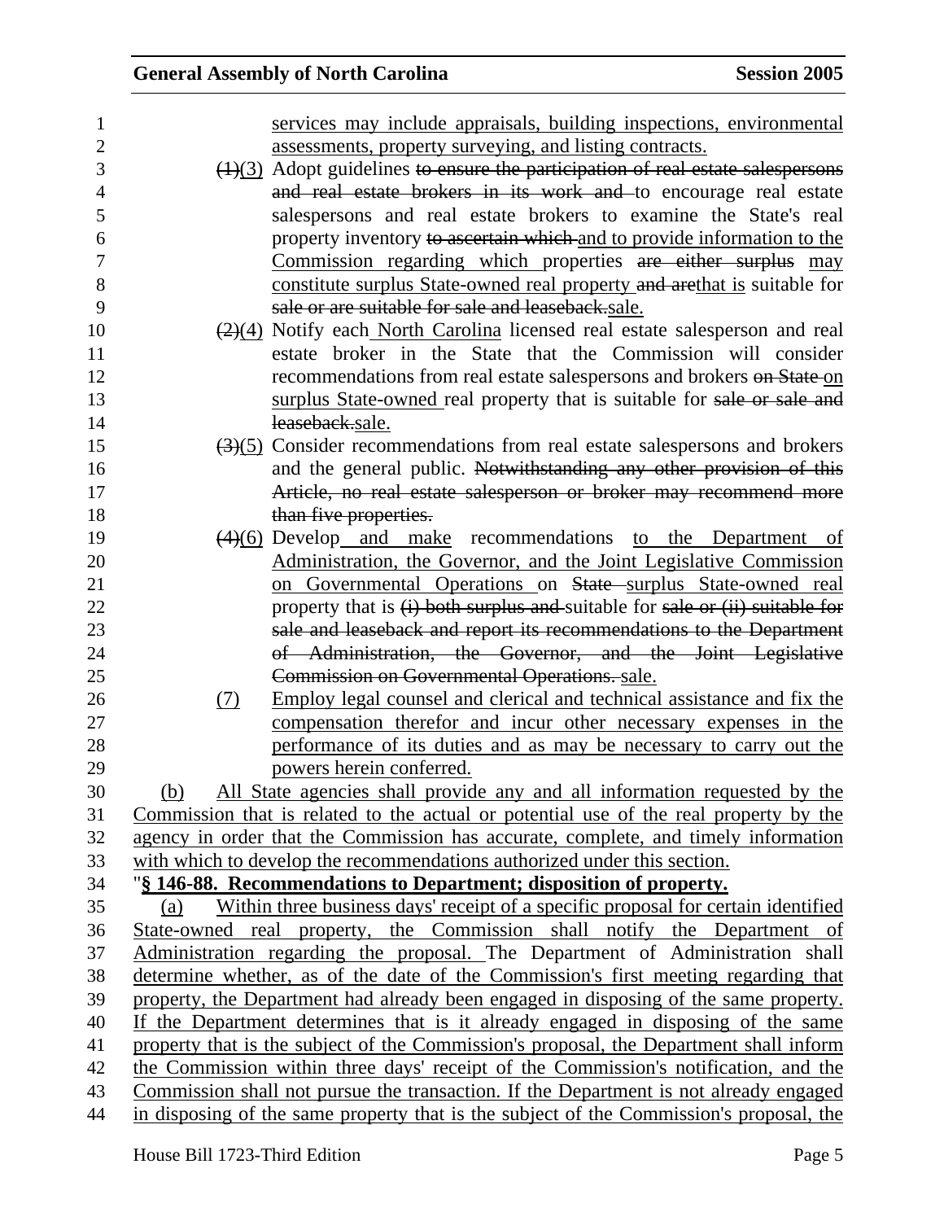services may include appraisals, building inspections, environmental assessments, property surveying, and listing contracts.

~~(1)~~(3) Adopt guidelines ~~to ensure the participation of real estate salespersons and real estate brokers in its work and~~ to encourage real estate salespersons and real estate brokers to examine the State's real property inventory ~~to ascertain which~~ and to provide information to the Commission regarding which properties ~~are either surplus~~ may constitute surplus State-owned real property ~~and are~~that is suitable for ~~sale or are suitable for sale and leaseback.~~sale.

~~(2)~~(4) Notify each North Carolina licensed real estate salesperson and real estate broker in the State that the Commission will consider recommendations from real estate salespersons and brokers ~~on State~~ on surplus State-owned real property that is suitable for ~~sale or sale and leaseback.~~sale.

~~(3)~~(5) Consider recommendations from real estate salespersons and brokers and the general public. ~~Notwithstanding any other provision of this Article, no real estate salesperson or broker may recommend more than five properties.~~

~~(4)~~(6) Develop and make recommendations to the Department of Administration, the Governor, and the Joint Legislative Commission on Governmental Operations on ~~State~~ surplus State-owned real property that is ~~(i) both surplus and~~ suitable for ~~sale or (ii) suitable for sale and leaseback and report its recommendations to the Department of Administration, the Governor, and the Joint Legislative Commission on Governmental Operations.~~ sale.

(7) Employ legal counsel and clerical and technical assistance and fix the compensation therefor and incur other necessary expenses in the performance of its duties and as may be necessary to carry out the powers herein conferred.

(b) All State agencies shall provide any and all information requested by the Commission that is related to the actual or potential use of the real property by the agency in order that the Commission has accurate, complete, and timely information with which to develop the recommendations authorized under this section.

"**§ 146-88. Recommendations to Department; disposition of property.**

(a) Within three business days' receipt of a specific proposal for certain identified State-owned real property, the Commission shall notify the Department of Administration regarding the proposal. The Department of Administration shall determine whether, as of the date of the Commission's first meeting regarding that property, the Department had already been engaged in disposing of the same property. If the Department determines that is it already engaged in disposing of the same property that is the subject of the Commission's proposal, the Department shall inform the Commission within three days' receipt of the Commission's notification, and the Commission shall not pursue the transaction. If the Department is not already engaged in disposing of the same property that is the subject of the Commission's proposal, the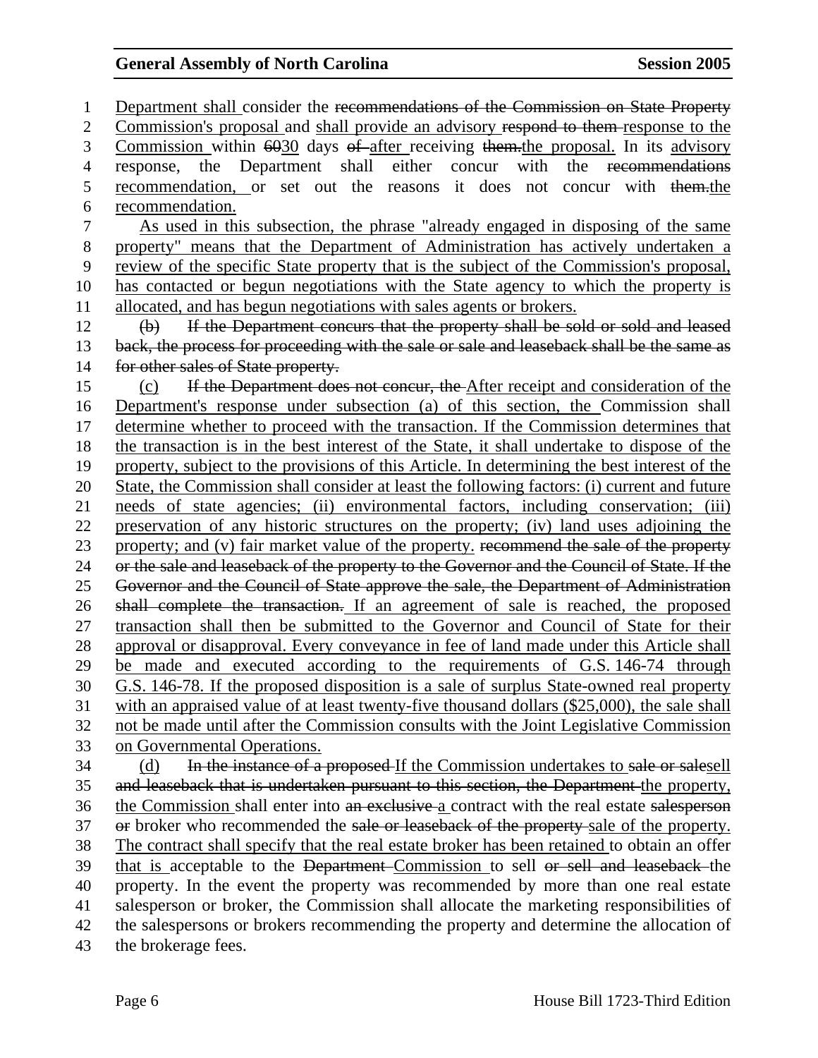Department shall consider the ~~recommendations of the Commission on State Property~~ Commission's proposal and shall provide an advisory ~~respond to them~~ response to the Commission within ~~60~~30 days ~~of~~ after receiving ~~them.~~the proposal. In its advisory response, the Department shall either concur with the ~~recommendations~~ recommendation, or set out the reasons it does not concur with ~~them.~~the recommendation.

As used in this subsection, the phrase "already engaged in disposing of the same property" means that the Department of Administration has actively undertaken a review of the specific State property that is the subject of the Commission's proposal, has contacted or begun negotiations with the State agency to which the property is allocated, and has begun negotiations with sales agents or brokers.

~~(b) If the Department concurs that the property shall be sold or sold and leased back, the process for proceeding with the sale or sale and leaseback shall be the same as for other sales of State property.~~

(c) ~~If the Department does not concur, the~~ After receipt and consideration of the Department's response under subsection (a) of this section, the Commission shall determine whether to proceed with the transaction. If the Commission determines that the transaction is in the best interest of the State, it shall undertake to dispose of the property, subject to the provisions of this Article. In determining the best interest of the State, the Commission shall consider at least the following factors: (i) current and future needs of state agencies; (ii) environmental factors, including conservation; (iii) preservation of any historic structures on the property; (iv) land uses adjoining the property; and (v) fair market value of the property. ~~recommend the sale of the property or the sale and leaseback of the property to the Governor and the Council of State. If the Governor and the Council of State approve the sale, the Department of Administration shall complete the transaction.~~ If an agreement of sale is reached, the proposed transaction shall then be submitted to the Governor and Council of State for their approval or disapproval. Every conveyance in fee of land made under this Article shall be made and executed according to the requirements of G.S. 146-74 through G.S. 146-78. If the proposed disposition is a sale of surplus State-owned real property with an appraised value of at least twenty-five thousand dollars ($25,000), the sale shall not be made until after the Commission consults with the Joint Legislative Commission on Governmental Operations.

(d) ~~In the instance of a proposed~~ If the Commission undertakes to ~~sale or sale~~sell ~~and leaseback that is undertaken pursuant to this section, the Department~~ the property, the Commission shall enter into ~~an exclusive~~ a contract with the real estate ~~salesperson or~~ broker who recommended the ~~sale or leaseback of the property~~ sale of the property. The contract shall specify that the real estate broker has been retained to obtain an offer that is acceptable to the ~~Department~~ Commission to sell ~~or sell and leaseback~~ the property. In the event the property was recommended by more than one real estate salesperson or broker, the Commission shall allocate the marketing responsibilities of the salespersons or brokers recommending the property and determine the allocation of the brokerage fees.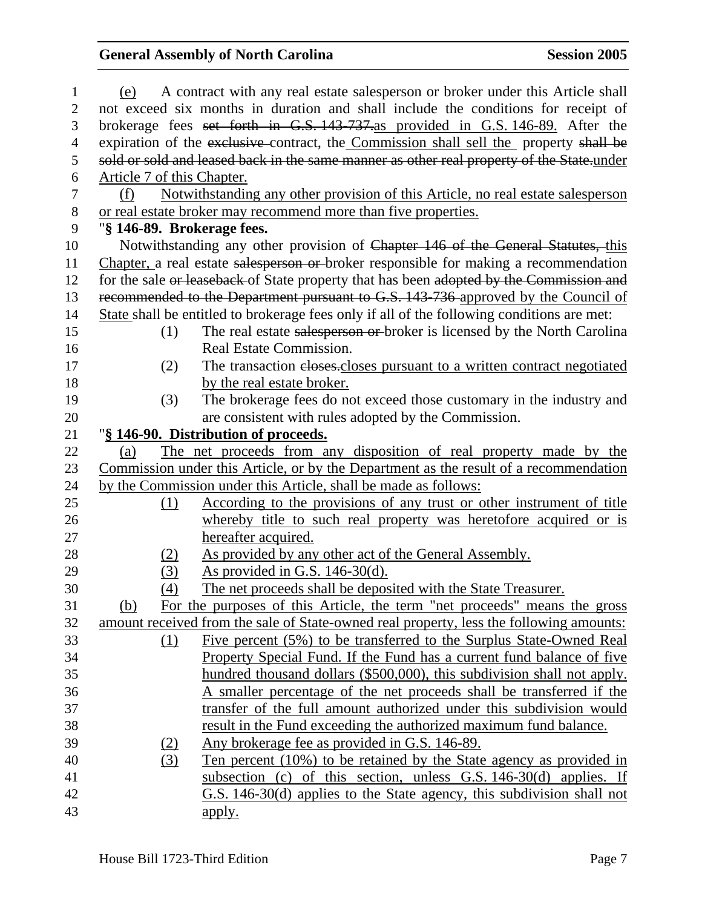(e) A contract with any real estate salesperson or broker under this Article shall not exceed six months in duration and shall include the conditions for receipt of brokerage fees ~~set forth in G.S. 143-737.~~as provided in G.S. 146-89. After the expiration of the ~~exclusive~~ contract, the Commission shall sell the property ~~shall be sold or sold and leased back in the same manner as other real property of the State.~~under Article 7 of this Chapter.

(f) Notwithstanding any other provision of this Article, no real estate salesperson or real estate broker may recommend more than five properties.

"**§ 146-89. Brokerage fees.**

Notwithstanding any other provision of ~~Chapter 146 of the General Statutes,~~ this Chapter, a real estate ~~salesperson or~~ broker responsible for making a recommendation for the sale ~~or leaseback~~ of State property that has been ~~adopted by the Commission and recommended to the Department pursuant to G.S. 143-736~~ approved by the Council of State shall be entitled to brokerage fees only if all of the following conditions are met:

(1) The real estate ~~salesperson or~~ broker is licensed by the North Carolina Real Estate Commission.

(2) The transaction ~~closes.~~closes pursuant to a written contract negotiated by the real estate broker.

(3) The brokerage fees do not exceed those customary in the industry and are consistent with rules adopted by the Commission.

"**§ 146-90. Distribution of proceeds.**

(a) The net proceeds from any disposition of real property made by the Commission under this Article, or by the Department as the result of a recommendation by the Commission under this Article, shall be made as follows:

(1) According to the provisions of any trust or other instrument of title whereby title to such real property was heretofore acquired or is hereafter acquired.

(2) As provided by any other act of the General Assembly.

(3) As provided in G.S. 146-30(d).

(4) The net proceeds shall be deposited with the State Treasurer.

(b) For the purposes of this Article, the term "net proceeds" means the gross amount received from the sale of State-owned real property, less the following amounts:

(1) Five percent (5%) to be transferred to the Surplus State-Owned Real Property Special Fund. If the Fund has a current fund balance of five hundred thousand dollars ($500,000), this subdivision shall not apply. A smaller percentage of the net proceeds shall be transferred if the transfer of the full amount authorized under this subdivision would result in the Fund exceeding the authorized maximum fund balance.

(2) Any brokerage fee as provided in G.S. 146-89.

(3) Ten percent (10%) to be retained by the State agency as provided in subsection (c) of this section, unless G.S. 146-30(d) applies. If G.S. 146-30(d) applies to the State agency, this subdivision shall not apply.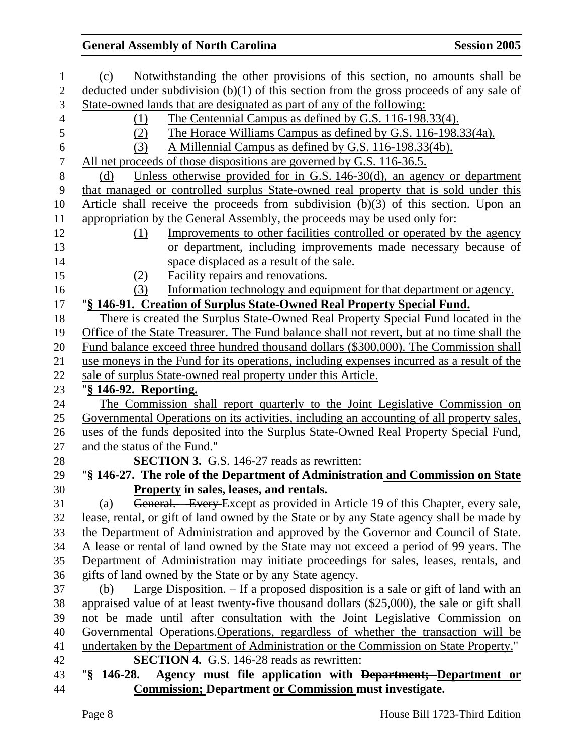(c) Notwithstanding the other provisions of this section, no amounts shall be deducted under subdivision (b)(1) of this section from the gross proceeds of any sale of State-owned lands that are designated as part of any of the following:

(1) The Centennial Campus as defined by G.S. 116-198.33(4).

(2) The Horace Williams Campus as defined by G.S. 116-198.33(4a).

(3) A Millennial Campus as defined by G.S. 116-198.33(4b).

All net proceeds of those dispositions are governed by G.S. 116-36.5.

(d) Unless otherwise provided for in G.S. 146-30(d), an agency or department that managed or controlled surplus State-owned real property that is sold under this Article shall receive the proceeds from subdivision (b)(3) of this section. Upon an appropriation by the General Assembly, the proceeds may be used only for:

(1) Improvements to other facilities controlled or operated by the agency or department, including improvements made necessary because of space displaced as a result of the sale.

(2) Facility repairs and renovations.

(3) Information technology and equipment for that department or agency.

"**§ 146-91. Creation of Surplus State-Owned Real Property Special Fund.**

There is created the Surplus State-Owned Real Property Special Fund located in the Office of the State Treasurer. The Fund balance shall not revert, but at no time shall the Fund balance exceed three hundred thousand dollars ($300,000). The Commission shall use moneys in the Fund for its operations, including expenses incurred as a result of the sale of surplus State-owned real property under this Article.

"**§ 146-92. Reporting.**

The Commission shall report quarterly to the Joint Legislative Commission on Governmental Operations on its activities, including an accounting of all property sales, uses of the funds deposited into the Surplus State-Owned Real Property Special Fund, and the status of the Fund."

**SECTION 3.** G.S. 146-27 reads as rewritten:

"**§ 146-27. The role of the Department of Administration and Commission on State Property in sales, leases, and rentals.**

(a) ~~General. – Every~~ Except as provided in Article 19 of this Chapter, every sale, lease, rental, or gift of land owned by the State or by any State agency shall be made by the Department of Administration and approved by the Governor and Council of State. A lease or rental of land owned by the State may not exceed a period of 99 years. The Department of Administration may initiate proceedings for sales, leases, rentals, and gifts of land owned by the State or by any State agency.

(b) ~~Large Disposition. –~~ If a proposed disposition is a sale or gift of land with an appraised value of at least twenty-five thousand dollars ($25,000), the sale or gift shall not be made until after consultation with the Joint Legislative Commission on Governmental ~~Operations.~~Operations, regardless of whether the transaction will be undertaken by the Department of Administration or the Commission on State Property."

**SECTION 4.** G.S. 146-28 reads as rewritten:

"**§ 146-28. Agency must file application with ~~Department;~~ Department or Commission; Department or Commission must investigate.**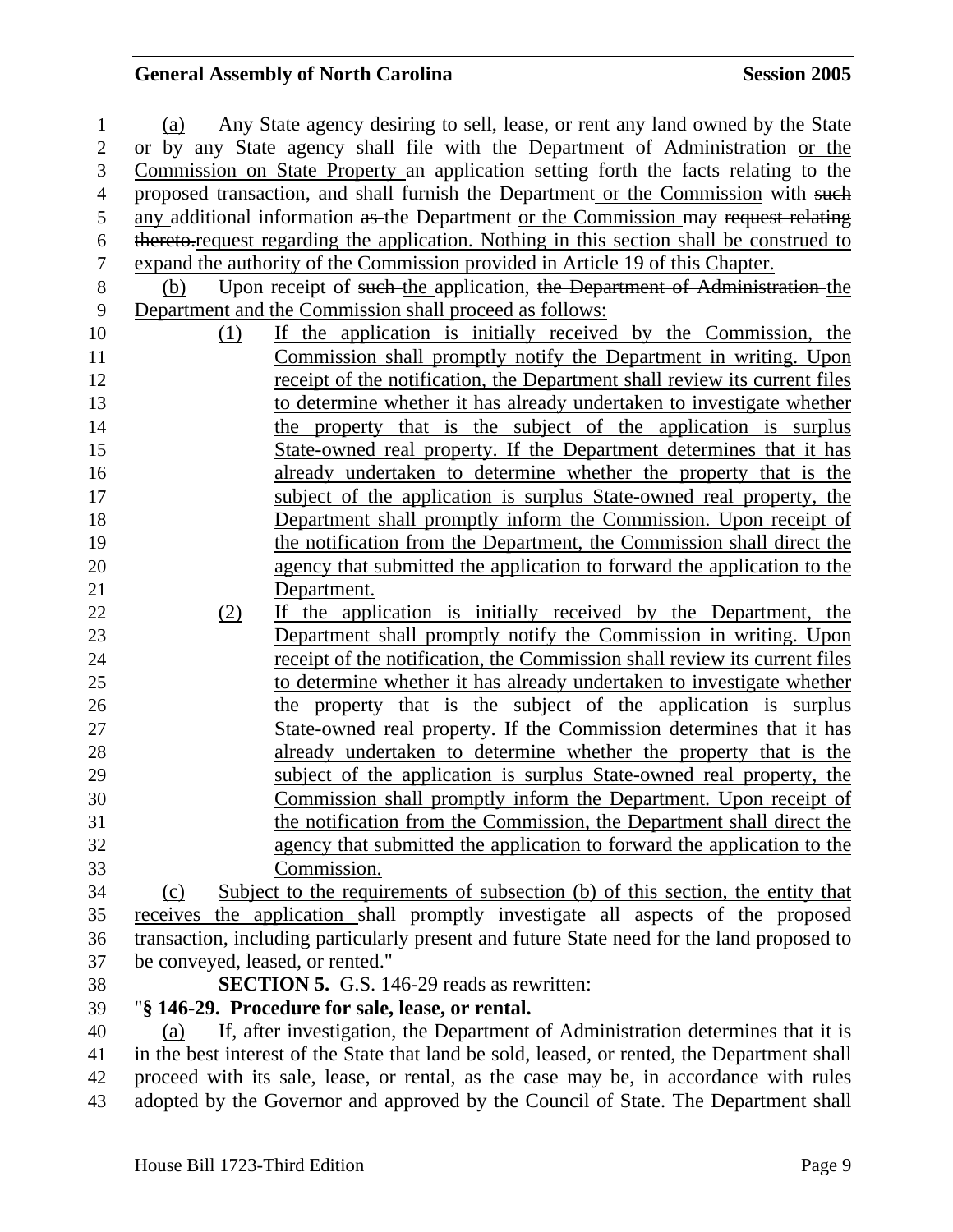(a) Any State agency desiring to sell, lease, or rent any land owned by the State or by any State agency shall file with the Department of Administration or the Commission on State Property an application setting forth the facts relating to the proposed transaction, and shall furnish the Department or the Commission with such any additional information as the Department or the Commission may request relating thereto.request regarding the application. Nothing in this section shall be construed to expand the authority of the Commission provided in Article 19 of this Chapter.

(b) Upon receipt of such the application, the Department of Administration the Department and the Commission shall proceed as follows:

(1) If the application is initially received by the Commission, the Commission shall promptly notify the Department in writing. Upon receipt of the notification, the Department shall review its current files to determine whether it has already undertaken to investigate whether the property that is the subject of the application is surplus State-owned real property. If the Department determines that it has already undertaken to determine whether the property that is the subject of the application is surplus State-owned real property, the Department shall promptly inform the Commission. Upon receipt of the notification from the Department, the Commission shall direct the agency that submitted the application to forward the application to the Department.

(2) If the application is initially received by the Department, the Department shall promptly notify the Commission in writing. Upon receipt of the notification, the Commission shall review its current files to determine whether it has already undertaken to investigate whether the property that is the subject of the application is surplus State-owned real property. If the Commission determines that it has already undertaken to determine whether the property that is the subject of the application is surplus State-owned real property, the Commission shall promptly inform the Department. Upon receipt of the notification from the Commission, the Department shall direct the agency that submitted the application to forward the application to the Commission.

(c) Subject to the requirements of subsection (b) of this section, the entity that receives the application shall promptly investigate all aspects of the proposed transaction, including particularly present and future State need for the land proposed to be conveyed, leased, or rented."

**SECTION 5.** G.S. 146-29 reads as rewritten:

"**§ 146-29. Procedure for sale, lease, or rental.**

(a) If, after investigation, the Department of Administration determines that it is in the best interest of the State that land be sold, leased, or rented, the Department shall proceed with its sale, lease, or rental, as the case may be, in accordance with rules adopted by the Governor and approved by the Council of State. The Department shall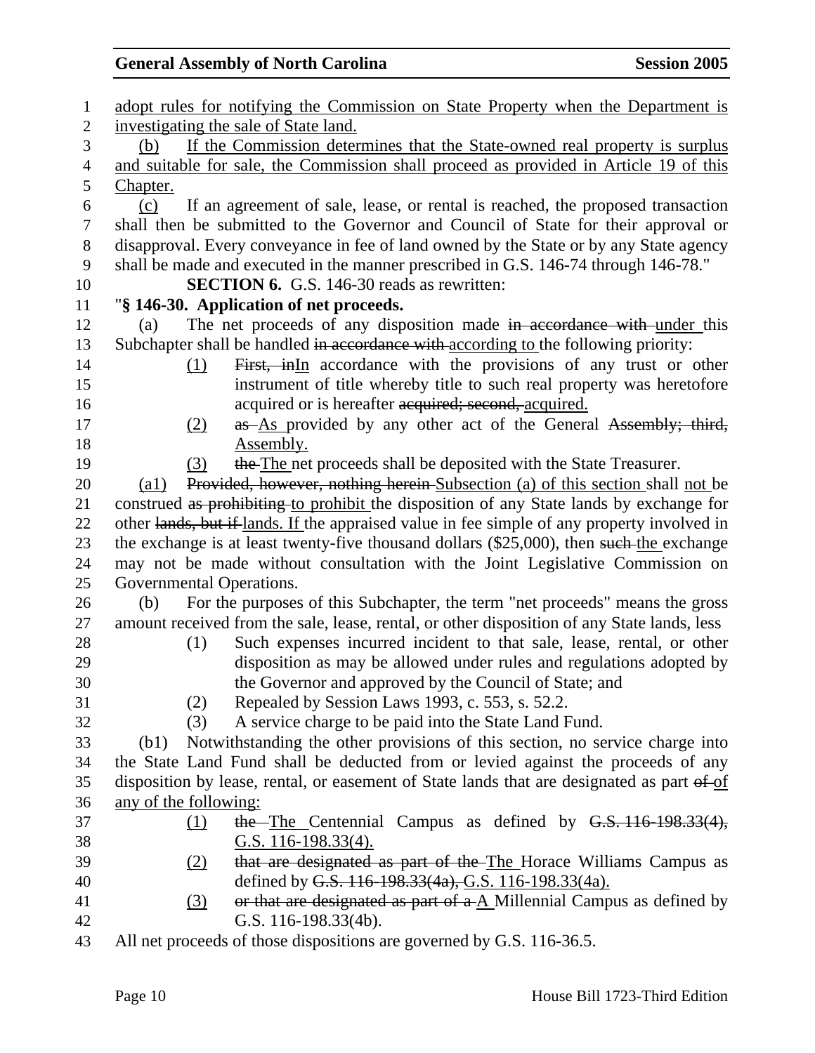adopt rules for notifying the Commission on State Property when the Department is investigating the sale of State land.

(b) If the Commission determines that the State-owned real property is surplus and suitable for sale, the Commission shall proceed as provided in Article 19 of this Chapter.

(c) If an agreement of sale, lease, or rental is reached, the proposed transaction shall then be submitted to the Governor and Council of State for their approval or disapproval. Every conveyance in fee of land owned by the State or by any State agency shall be made and executed in the manner prescribed in G.S. 146-74 through 146-78."

**SECTION 6.** G.S. 146-30 reads as rewritten:

"**§ 146-30. Application of net proceeds.**

(a) The net proceeds of any disposition made ~~in accordance with~~ under this Subchapter shall be handled ~~in accordance with~~ according to the following priority:

(1) ~~First, in~~In accordance with the provisions of any trust or other instrument of title whereby title to such real property was heretofore acquired or is hereafter ~~acquired; second,~~ acquired.

(2) ~~as~~ As provided by any other act of the General ~~Assembly; third,~~ Assembly.

(3) ~~the~~ The net proceeds shall be deposited with the State Treasurer.

(a1) ~~Provided, however, nothing herein~~ Subsection (a) of this section shall not be construed ~~as prohibiting~~ to prohibit the disposition of any State lands by exchange for other ~~lands, but if~~ lands. If the appraised value in fee simple of any property involved in the exchange is at least twenty-five thousand dollars ($25,000), then ~~such~~ the exchange may not be made without consultation with the Joint Legislative Commission on Governmental Operations.

(b) For the purposes of this Subchapter, the term "net proceeds" means the gross amount received from the sale, lease, rental, or other disposition of any State lands, less

(1) Such expenses incurred incident to that sale, lease, rental, or other disposition as may be allowed under rules and regulations adopted by the Governor and approved by the Council of State; and

(2) Repealed by Session Laws 1993, c. 553, s. 52.2.

(3) A service charge to be paid into the State Land Fund.

(b1) Notwithstanding the other provisions of this section, no service charge into the State Land Fund shall be deducted from or levied against the proceeds of any disposition by lease, rental, or easement of State lands that are designated as part ~~of~~ of any of the following:

(1) ~~the~~ The Centennial Campus as defined by ~~G.S. 116-198.33(4),~~ G.S. 116-198.33(4).

(2) ~~that are designated as part of the~~ The Horace Williams Campus as defined by ~~G.S. 116-198.33(4a),~~ G.S. 116-198.33(4a).

(3) ~~or that are designated as part of a~~ A Millennial Campus as defined by G.S. 116-198.33(4b).

All net proceeds of those dispositions are governed by G.S. 116-36.5.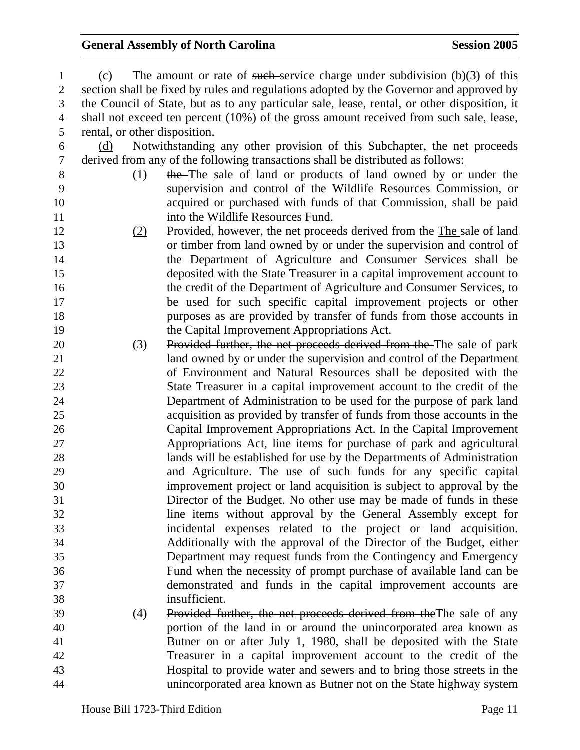(c) The amount or rate of ~~such~~ service charge under subdivision (b)(3) of this section shall be fixed by rules and regulations adopted by the Governor and approved by the Council of State, but as to any particular sale, lease, rental, or other disposition, it shall not exceed ten percent (10%) of the gross amount received from such sale, lease, rental, or other disposition.

(d) Notwithstanding any other provision of this Subchapter, the net proceeds derived from any of the following transactions shall be distributed as follows:

(1) ~~the~~ The sale of land or products of land owned by or under the supervision and control of the Wildlife Resources Commission, or acquired or purchased with funds of that Commission, shall be paid into the Wildlife Resources Fund.

(2) ~~Provided, however, the net proceeds derived from the~~ The sale of land or timber from land owned by or under the supervision and control of the Department of Agriculture and Consumer Services shall be deposited with the State Treasurer in a capital improvement account to the credit of the Department of Agriculture and Consumer Services, to be used for such specific capital improvement projects or other purposes as are provided by transfer of funds from those accounts in the Capital Improvement Appropriations Act.

(3) ~~Provided further, the net proceeds derived from the~~ The sale of park land owned by or under the supervision and control of the Department of Environment and Natural Resources shall be deposited with the State Treasurer in a capital improvement account to the credit of the Department of Administration to be used for the purpose of park land acquisition as provided by transfer of funds from those accounts in the Capital Improvement Appropriations Act. In the Capital Improvement Appropriations Act, line items for purchase of park and agricultural lands will be established for use by the Departments of Administration and Agriculture. The use of such funds for any specific capital improvement project or land acquisition is subject to approval by the Director of the Budget. No other use may be made of funds in these line items without approval by the General Assembly except for incidental expenses related to the project or land acquisition. Additionally with the approval of the Director of the Budget, either Department may request funds from the Contingency and Emergency Fund when the necessity of prompt purchase of available land can be demonstrated and funds in the capital improvement accounts are insufficient.

(4) ~~Provided further, the net proceeds derived from the~~The sale of any portion of the land in or around the unincorporated area known as Butner on or after July 1, 1980, shall be deposited with the State Treasurer in a capital improvement account to the credit of the Hospital to provide water and sewers and to bring those streets in the unincorporated area known as Butner not on the State highway system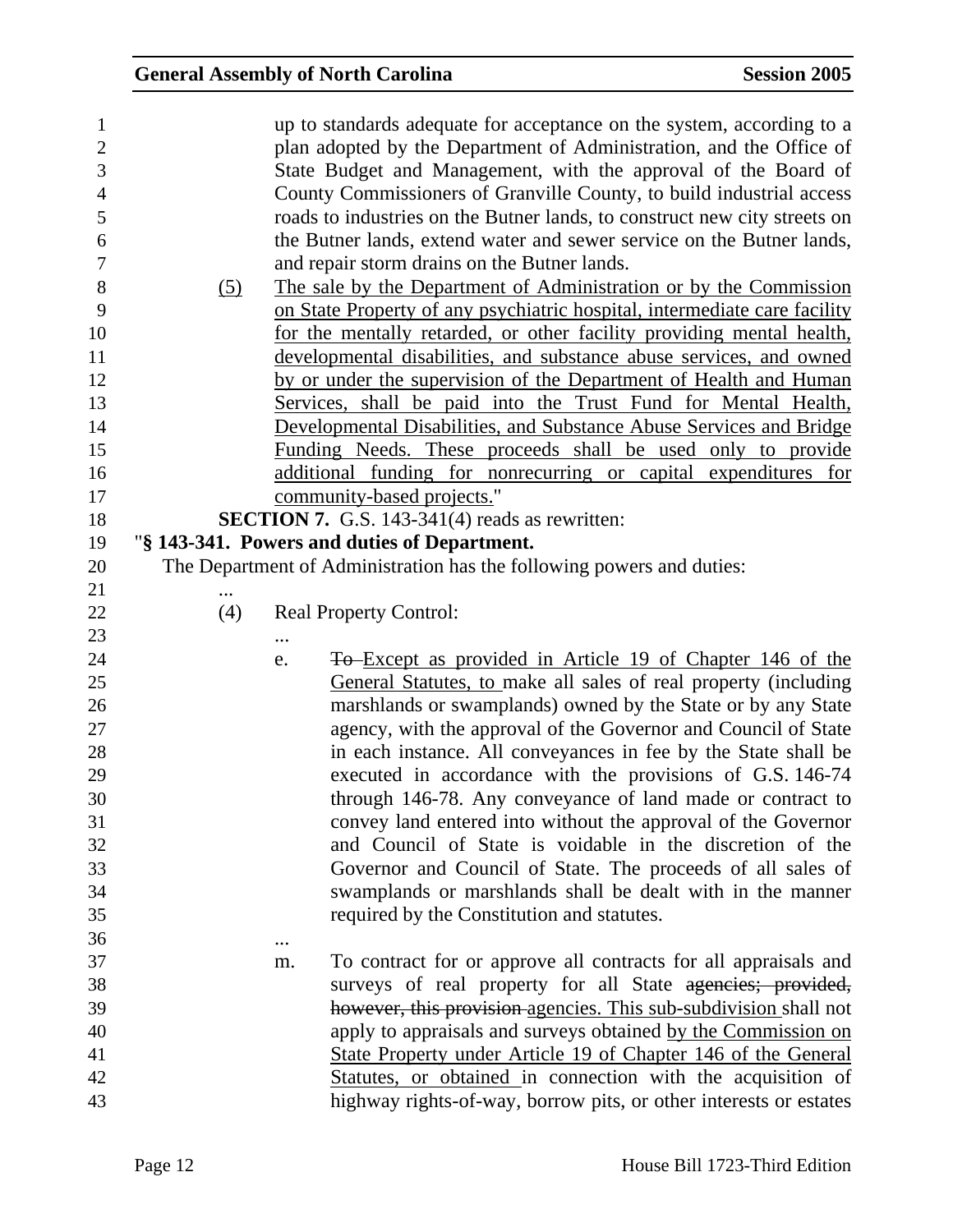up to standards adequate for acceptance on the system, according to a plan adopted by the Department of Administration, and the Office of State Budget and Management, with the approval of the Board of County Commissioners of Granville County, to build industrial access roads to industries on the Butner lands, to construct new city streets on the Butner lands, extend water and sewer service on the Butner lands, and repair storm drains on the Butner lands.

<u>(5)</u> <u>The sale by the Department of Administration or by the Commission on State Property of any psychiatric hospital, intermediate care facility for the mentally retarded, or other facility providing mental health, developmental disabilities, and substance abuse services, and owned by or under the supervision of the Department of Health and Human Services, shall be paid into the Trust Fund for Mental Health, Developmental Disabilities, and Substance Abuse Services and Bridge Funding Needs. These proceeds shall be used only to provide additional funding for nonrecurring or capital expenditures for community-based projects.</u>"

**SECTION 7.** G.S. 143-341(4) reads as rewritten:

"**§ 143-341. Powers and duties of Department.**

The Department of Administration has the following powers and duties:

...

(4) Real Property Control:

...

e. ~~To~~ <u>Except as provided in Article 19 of Chapter 146 of the General Statutes, to</u> make all sales of real property (including marshlands or swamplands) owned by the State or by any State agency, with the approval of the Governor and Council of State in each instance. All conveyances in fee by the State shall be executed in accordance with the provisions of G.S. 146-74 through 146-78. Any conveyance of land made or contract to convey land entered into without the approval of the Governor and Council of State is voidable in the discretion of the Governor and Council of State. The proceeds of all sales of swamplands or marshlands shall be dealt with in the manner required by the Constitution and statutes.

...

m. To contract for or approve all contracts for all appraisals and surveys of real property for all State ~~agencies; provided, however, this provision~~ <u>agencies. This sub-subdivision</u> shall not apply to appraisals and surveys obtained <u>by the Commission on State Property under Article 19 of Chapter 146 of the General Statutes, or obtained</u> in connection with the acquisition of highway rights-of-way, borrow pits, or other interests or estates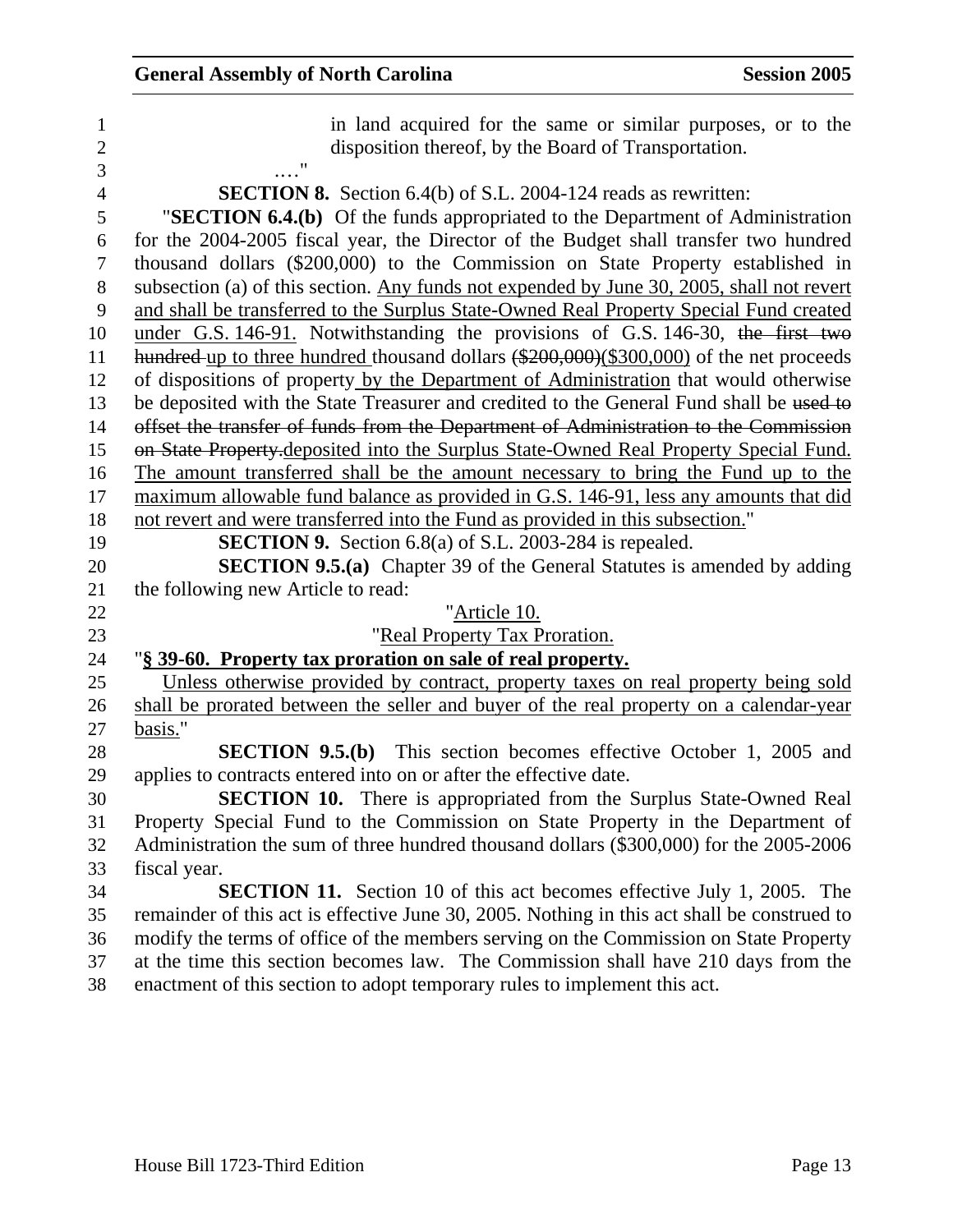in land acquired for the same or similar purposes, or to the disposition thereof, by the Board of Transportation.

…."

**SECTION 8.** Section 6.4(b) of S.L. 2004-124 reads as rewritten:

"**SECTION 6.4.(b)** Of the funds appropriated to the Department of Administration for the 2004-2005 fiscal year, the Director of the Budget shall transfer two hundred thousand dollars ($200,000) to the Commission on State Property established in subsection (a) of this section. <u>Any funds not expended by June 30, 2005, shall not revert and shall be transferred to the Surplus State-Owned Real Property Special Fund created under G.S. 146-91.</u> Notwithstanding the provisions of G.S. 146-30, ~~the first two hundred~~ <u>up to three hundred</u> thousand dollars ~~($200,000)~~<u>($300,000)</u> of the net proceeds of dispositions of property <u>by the Department of Administration</u> that would otherwise be deposited with the State Treasurer and credited to the General Fund shall be ~~used to offset the transfer of funds from the Department of Administration to the Commission on State Property.~~<u>deposited into the Surplus State-Owned Real Property Special Fund. The amount transferred shall be the amount necessary to bring the Fund up to the maximum allowable fund balance as provided in G.S. 146-91, less any amounts that did not revert and were transferred into the Fund as provided in this subsection.</u>"

**SECTION 9.** Section 6.8(a) of S.L. 2003-284 is repealed.

**SECTION 9.5.(a)** Chapter 39 of the General Statutes is amended by adding the following new Article to read:

"<u>Article 10.</u>

"<u>Real Property Tax Proration.</u>

"<u>**§ 39-60. Property tax proration on sale of real property.**</u>

<u>Unless otherwise provided by contract, property taxes on real property being sold shall be prorated between the seller and buyer of the real property on a calendar-year basis.</u>"

**SECTION 9.5.(b)** This section becomes effective October 1, 2005 and applies to contracts entered into on or after the effective date.

**SECTION 10.** There is appropriated from the Surplus State-Owned Real Property Special Fund to the Commission on State Property in the Department of Administration the sum of three hundred thousand dollars ($300,000) for the 2005-2006 fiscal year.

**SECTION 11.** Section 10 of this act becomes effective July 1, 2005. The remainder of this act is effective June 30, 2005. Nothing in this act shall be construed to modify the terms of office of the members serving on the Commission on State Property at the time this section becomes law. The Commission shall have 210 days from the enactment of this section to adopt temporary rules to implement this act.